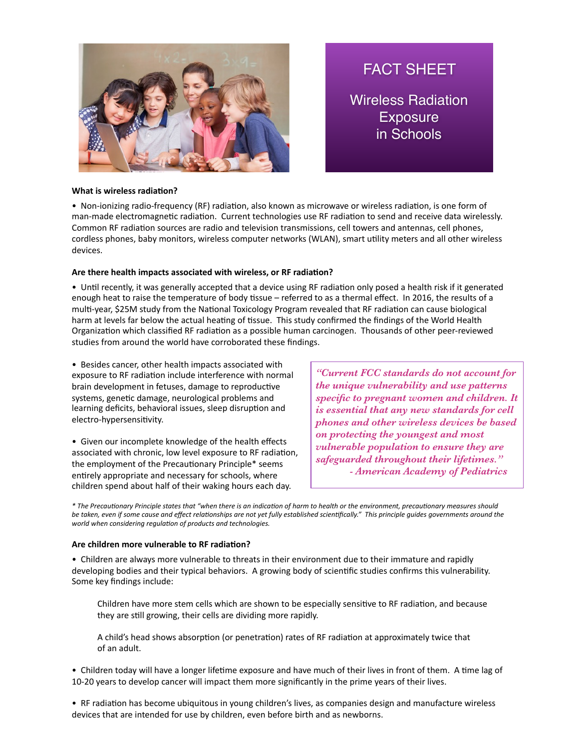# FACT SHEET

## Wireless Radiation Exposure in Schools

**What is wireless radiation?**

• Non-ionizing radio-frequency (RF) radiation, also known as microwave or wireless radiation, is one form of man-made electromagnetic radiation. Current technologies use RF radiation to send and receive data wirelessly. Common RF radiation sources are radio and television transmissions, cell towers and antennas, cell phones, cordless phones, baby monitors, wireless computer networks (WLAN), smart utility meters and all other wireless devices.

**Are there health impacts associated with wireless, or RF radiation?**

• Until recently, it was generally accepted that a device using RF radiation only posed a health risk if it generated enough heat to raise the temperature of body tissue – referred to as a thermal effect. In 2016, the results of a multi-year, $25M study from the National Toxicology Program revealed that RF radiation can cause biological harm at levels far below the actual heating of tissue. This study confirmed the findings of the World Health Organization which classified RF radiation as a possible human carcinogen. Thousands of other peer-reviewed studies from around the world have corroborated these findings.

• Besides cancer, other health impacts associated with exposure to RF radiation include interference with normal brain development in fetuses, damage to reproductive systems, genetic damage, neurological problems and learning deficits, behavioral issues, sleep disruption and electro-hypersensitivity.

• Given our incomplete knowledge of the health effects associated with chronic, low level exposure to RF radiation, the employment of the Precautionary Principle* seems entirely appropriate and necessary for schools, where children spend about half of their waking hours each day.

> *"Current FCC standards do not account for the unique vulnerability and use patterns specific to pregnant women and children. It is essential that any new standards for cell phones and other wireless devices be based on protecting the youngest and most vulnerable population to ensure they are safeguarded throughout their lifetimes."*
> *- American Academy of Pediatrics*

*\* The Precautionary Principle states that "when there is an indication of harm to health or the environment, precautionary measures should be taken, even if some cause and effect relationships are not yet fully established scientifically." This principle guides governments around the world when considering regulation of products and technologies.*

**Are children more vulnerable to RF radiation?**

• Children are always more vulnerable to threats in their environment due to their immature and rapidly developing bodies and their typical behaviors. A growing body of scientific studies confirms this vulnerability. Some key findings include:

> Children have more stem cells which are shown to be especially sensitive to RF radiation, and because they are still growing, their cells are dividing more rapidly.
>
> A child's head shows absorption (or penetration) rates of RF radiation at approximately twice that of an adult.

• Children today will have a longer lifetime exposure and have much of their lives in front of them. A time lag of 10-20 years to develop cancer will impact them more significantly in the prime years of their lives.

• RF radiation has become ubiquitous in young children's lives, as companies design and manufacture wireless devices that are intended for use by children, even before birth and as newborns.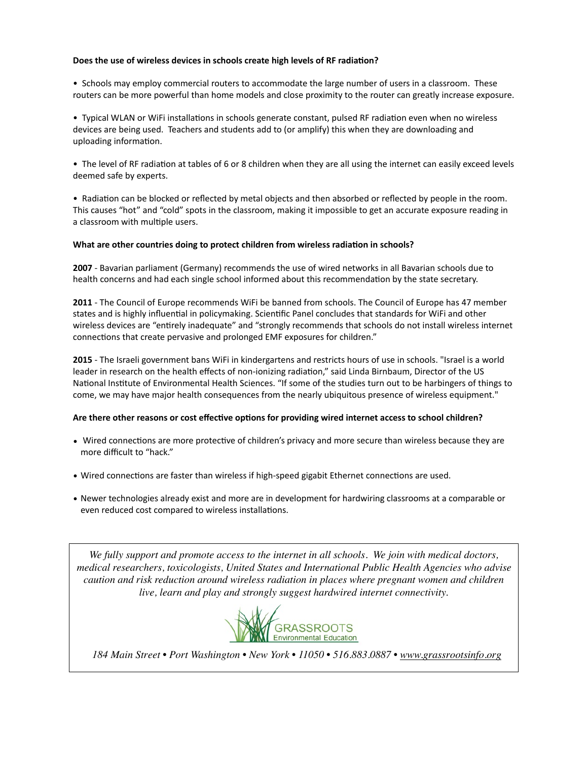**Does the use of wireless devices in schools create high levels of RF radiation?**

• Schools may employ commercial routers to accommodate the large number of users in a classroom. These routers can be more powerful than home models and close proximity to the router can greatly increase exposure.

• Typical WLAN or WiFi installations in schools generate constant, pulsed RF radiation even when no wireless devices are being used. Teachers and students add to (or amplify) this when they are downloading and uploading information.

• The level of RF radiation at tables of 6 or 8 children when they are all using the internet can easily exceed levels deemed safe by experts.

• Radiation can be blocked or reflected by metal objects and then absorbed or reflected by people in the room. This causes "hot" and "cold" spots in the classroom, making it impossible to get an accurate exposure reading in a classroom with multiple users.

**What are other countries doing to protect children from wireless radiation in schools?**

**2007** - Bavarian parliament (Germany) recommends the use of wired networks in all Bavarian schools due to health concerns and had each single school informed about this recommendation by the state secretary.

**2011** - The Council of Europe recommends WiFi be banned from schools. The Council of Europe has 47 member states and is highly influential in policymaking. Scientific Panel concludes that standards for WiFi and other wireless devices are "entirely inadequate" and "strongly recommends that schools do not install wireless internet connections that create pervasive and prolonged EMF exposures for children."

**2015** - The Israeli government bans WiFi in kindergartens and restricts hours of use in schools. "Israel is a world leader in research on the health effects of non-ionizing radiation," said Linda Birnbaum, Director of the US National Institute of Environmental Health Sciences. "If some of the studies turn out to be harbingers of things to come, we may have major health consequences from the nearly ubiquitous presence of wireless equipment."

**Are there other reasons or cost effective options for providing wired internet access to school children?**

- Wired connections are more protective of children's privacy and more secure than wireless because they are more difficult to "hack."
- Wired connections are faster than wireless if high-speed gigabit Ethernet connections are used.
- Newer technologies already exist and more are in development for hardwiring classrooms at a comparable or even reduced cost compared to wireless installations.

*We fully support and promote access to the internet in all schools. We join with medical doctors, medical researchers, toxicologists, United States and International Public Health Agencies who advise caution and risk reduction around wireless radiation in places where pregnant women and children live, learn and play and strongly suggest hardwired internet connectivity.*

GRASSROOTS Environmental Education

*184 Main Street • Port Washington • New York • 11050 • 516.883.0887 • www.grassrootsinfo.org*